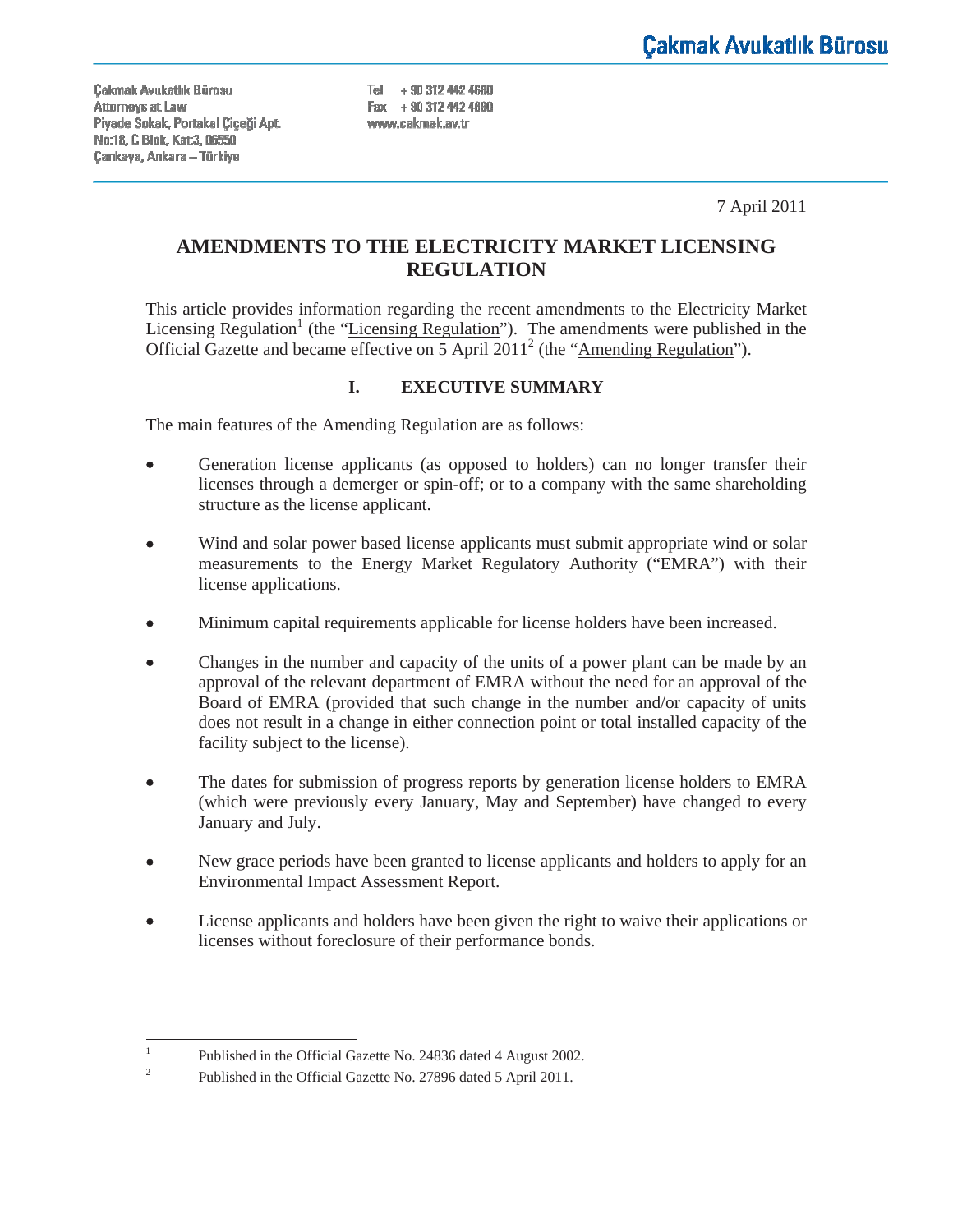# Çakmak Avukatlık Bürosu

Çakmak Avukatlık Bürosu
Attorneys at Law
Piyade Sokak, Portakal Çiçeği Apt.
No:18, C Blok, Kat:3, 06550
Çankaya, Ankara – Türkiye

Tel + 90 312 442 4680
Fax + 90 312 442 4690
www.cakmak.av.tr

7 April 2011

## AMENDMENTS TO THE ELECTRICITY MARKET LICENSING REGULATION

This article provides information regarding the recent amendments to the Electricity Market Licensing Regulation[1] (the "Licensing Regulation"). The amendments were published in the Official Gazette and became effective on 5 April 2011[2] (the "Amending Regulation").

### I. EXECUTIVE SUMMARY

The main features of the Amending Regulation are as follows:

- Generation license applicants (as opposed to holders) can no longer transfer their licenses through a demerger or spin-off; or to a company with the same shareholding structure as the license applicant.
- Wind and solar power based license applicants must submit appropriate wind or solar measurements to the Energy Market Regulatory Authority ("EMRA") with their license applications.
- Minimum capital requirements applicable for license holders have been increased.
- Changes in the number and capacity of the units of a power plant can be made by an approval of the relevant department of EMRA without the need for an approval of the Board of EMRA (provided that such change in the number and/or capacity of units does not result in a change in either connection point or total installed capacity of the facility subject to the license).
- The dates for submission of progress reports by generation license holders to EMRA (which were previously every January, May and September) have changed to every January and July.
- New grace periods have been granted to license applicants and holders to apply for an Environmental Impact Assessment Report.
- License applicants and holders have been given the right to waive their applications or licenses without foreclosure of their performance bonds.

---

[1] Published in the Official Gazette No. 24836 dated 4 August 2002.

[2] Published in the Official Gazette No. 27896 dated 5 April 2011.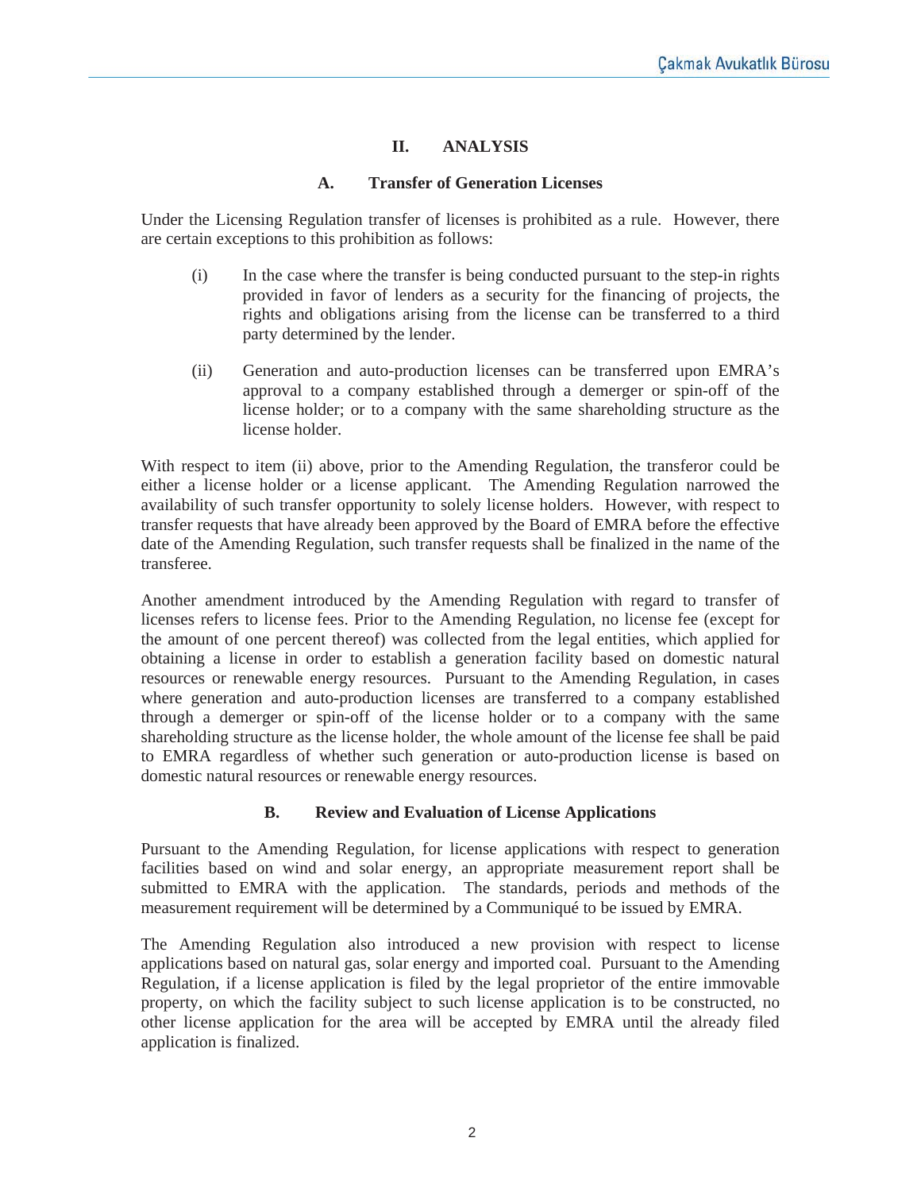## II. ANALYSIS

### A. Transfer of Generation Licenses

Under the Licensing Regulation transfer of licenses is prohibited as a rule. However, there are certain exceptions to this prohibition as follows:

(i) In the case where the transfer is being conducted pursuant to the step-in rights provided in favor of lenders as a security for the financing of projects, the rights and obligations arising from the license can be transferred to a third party determined by the lender.

(ii) Generation and auto-production licenses can be transferred upon EMRA's approval to a company established through a demerger or spin-off of the license holder; or to a company with the same shareholding structure as the license holder.

With respect to item (ii) above, prior to the Amending Regulation, the transferor could be either a license holder or a license applicant. The Amending Regulation narrowed the availability of such transfer opportunity to solely license holders. However, with respect to transfer requests that have already been approved by the Board of EMRA before the effective date of the Amending Regulation, such transfer requests shall be finalized in the name of the transferee.

Another amendment introduced by the Amending Regulation with regard to transfer of licenses refers to license fees. Prior to the Amending Regulation, no license fee (except for the amount of one percent thereof) was collected from the legal entities, which applied for obtaining a license in order to establish a generation facility based on domestic natural resources or renewable energy resources. Pursuant to the Amending Regulation, in cases where generation and auto-production licenses are transferred to a company established through a demerger or spin-off of the license holder or to a company with the same shareholding structure as the license holder, the whole amount of the license fee shall be paid to EMRA regardless of whether such generation or auto-production license is based on domestic natural resources or renewable energy resources.

### B. Review and Evaluation of License Applications

Pursuant to the Amending Regulation, for license applications with respect to generation facilities based on wind and solar energy, an appropriate measurement report shall be submitted to EMRA with the application. The standards, periods and methods of the measurement requirement will be determined by a Communiqué to be issued by EMRA.

The Amending Regulation also introduced a new provision with respect to license applications based on natural gas, solar energy and imported coal. Pursuant to the Amending Regulation, if a license application is filed by the legal proprietor of the entire immovable property, on which the facility subject to such license application is to be constructed, no other license application for the area will be accepted by EMRA until the already filed application is finalized.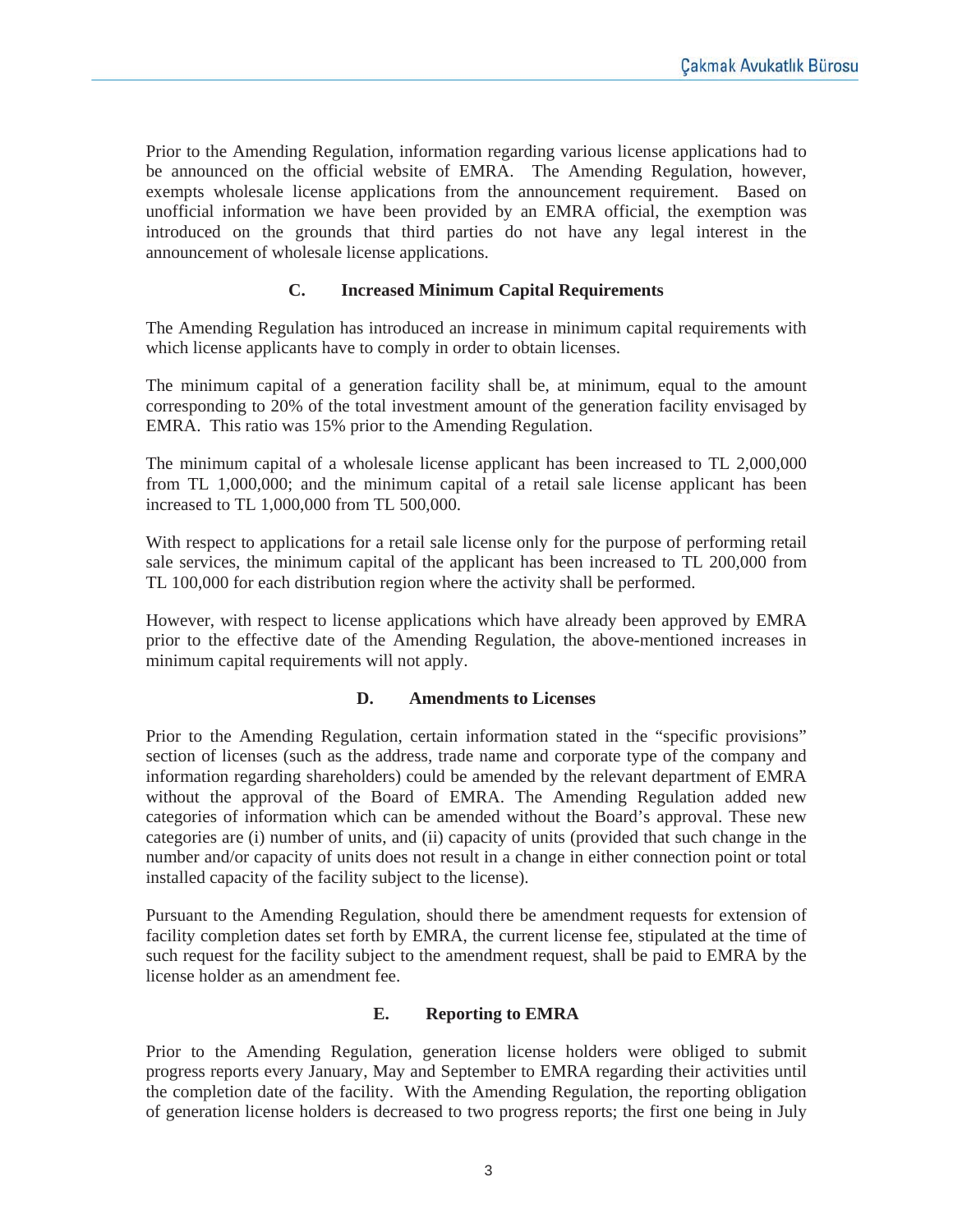Prior to the Amending Regulation, information regarding various license applications had to be announced on the official website of EMRA. The Amending Regulation, however, exempts wholesale license applications from the announcement requirement. Based on unofficial information we have been provided by an EMRA official, the exemption was introduced on the grounds that third parties do not have any legal interest in the announcement of wholesale license applications.

### C. Increased Minimum Capital Requirements

The Amending Regulation has introduced an increase in minimum capital requirements with which license applicants have to comply in order to obtain licenses.

The minimum capital of a generation facility shall be, at minimum, equal to the amount corresponding to 20% of the total investment amount of the generation facility envisaged by EMRA. This ratio was 15% prior to the Amending Regulation.

The minimum capital of a wholesale license applicant has been increased to TL 2,000,000 from TL 1,000,000; and the minimum capital of a retail sale license applicant has been increased to TL 1,000,000 from TL 500,000.

With respect to applications for a retail sale license only for the purpose of performing retail sale services, the minimum capital of the applicant has been increased to TL 200,000 from TL 100,000 for each distribution region where the activity shall be performed.

However, with respect to license applications which have already been approved by EMRA prior to the effective date of the Amending Regulation, the above-mentioned increases in minimum capital requirements will not apply.

### D. Amendments to Licenses

Prior to the Amending Regulation, certain information stated in the "specific provisions" section of licenses (such as the address, trade name and corporate type of the company and information regarding shareholders) could be amended by the relevant department of EMRA without the approval of the Board of EMRA. The Amending Regulation added new categories of information which can be amended without the Board's approval. These new categories are (i) number of units, and (ii) capacity of units (provided that such change in the number and/or capacity of units does not result in a change in either connection point or total installed capacity of the facility subject to the license).

Pursuant to the Amending Regulation, should there be amendment requests for extension of facility completion dates set forth by EMRA, the current license fee, stipulated at the time of such request for the facility subject to the amendment request, shall be paid to EMRA by the license holder as an amendment fee.

### E. Reporting to EMRA

Prior to the Amending Regulation, generation license holders were obliged to submit progress reports every January, May and September to EMRA regarding their activities until the completion date of the facility. With the Amending Regulation, the reporting obligation of generation license holders is decreased to two progress reports; the first one being in July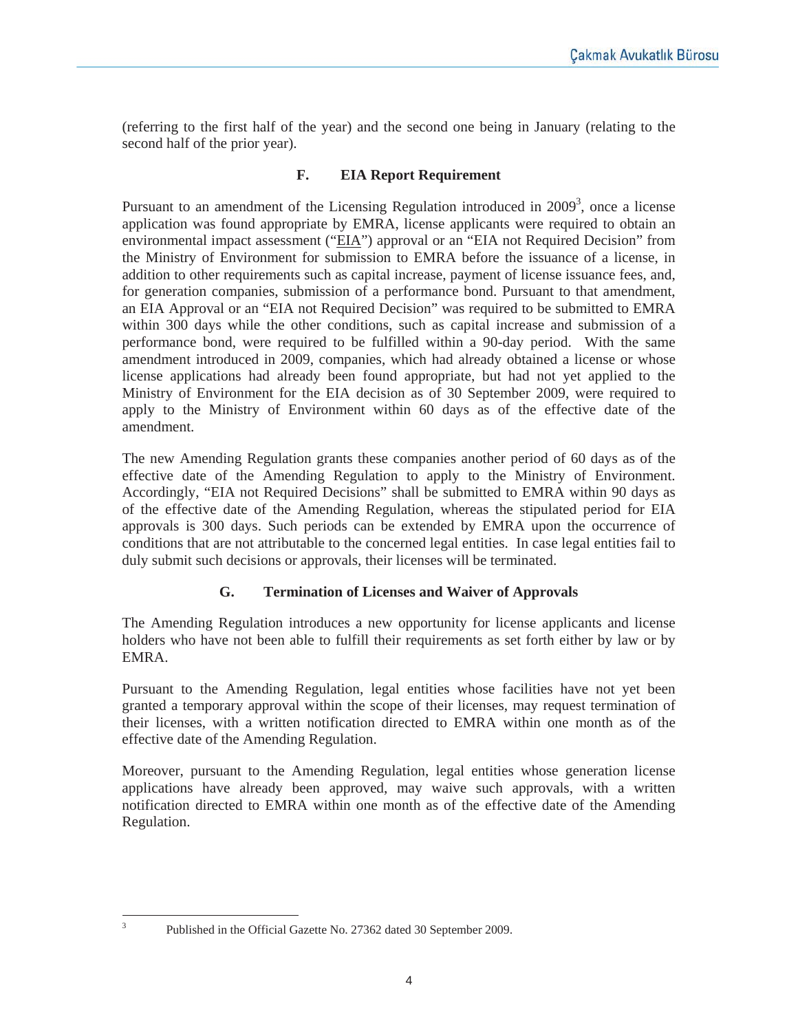(referring to the first half of the year) and the second one being in January (relating to the second half of the prior year).

### F. EIA Report Requirement

Pursuant to an amendment of the Licensing Regulation introduced in 2009[3], once a license application was found appropriate by EMRA, license applicants were required to obtain an environmental impact assessment ("EIA") approval or an "EIA not Required Decision" from the Ministry of Environment for submission to EMRA before the issuance of a license, in addition to other requirements such as capital increase, payment of license issuance fees, and, for generation companies, submission of a performance bond. Pursuant to that amendment, an EIA Approval or an "EIA not Required Decision" was required to be submitted to EMRA within 300 days while the other conditions, such as capital increase and submission of a performance bond, were required to be fulfilled within a 90-day period. With the same amendment introduced in 2009, companies, which had already obtained a license or whose license applications had already been found appropriate, but had not yet applied to the Ministry of Environment for the EIA decision as of 30 September 2009, were required to apply to the Ministry of Environment within 60 days as of the effective date of the amendment.

The new Amending Regulation grants these companies another period of 60 days as of the effective date of the Amending Regulation to apply to the Ministry of Environment. Accordingly, "EIA not Required Decisions" shall be submitted to EMRA within 90 days as of the effective date of the Amending Regulation, whereas the stipulated period for EIA approvals is 300 days. Such periods can be extended by EMRA upon the occurrence of conditions that are not attributable to the concerned legal entities. In case legal entities fail to duly submit such decisions or approvals, their licenses will be terminated.

### G. Termination of Licenses and Waiver of Approvals

The Amending Regulation introduces a new opportunity for license applicants and license holders who have not been able to fulfill their requirements as set forth either by law or by EMRA.

Pursuant to the Amending Regulation, legal entities whose facilities have not yet been granted a temporary approval within the scope of their licenses, may request termination of their licenses, with a written notification directed to EMRA within one month as of the effective date of the Amending Regulation.

Moreover, pursuant to the Amending Regulation, legal entities whose generation license applications have already been approved, may waive such approvals, with a written notification directed to EMRA within one month as of the effective date of the Amending Regulation.

---

[3] Published in the Official Gazette No. 27362 dated 30 September 2009.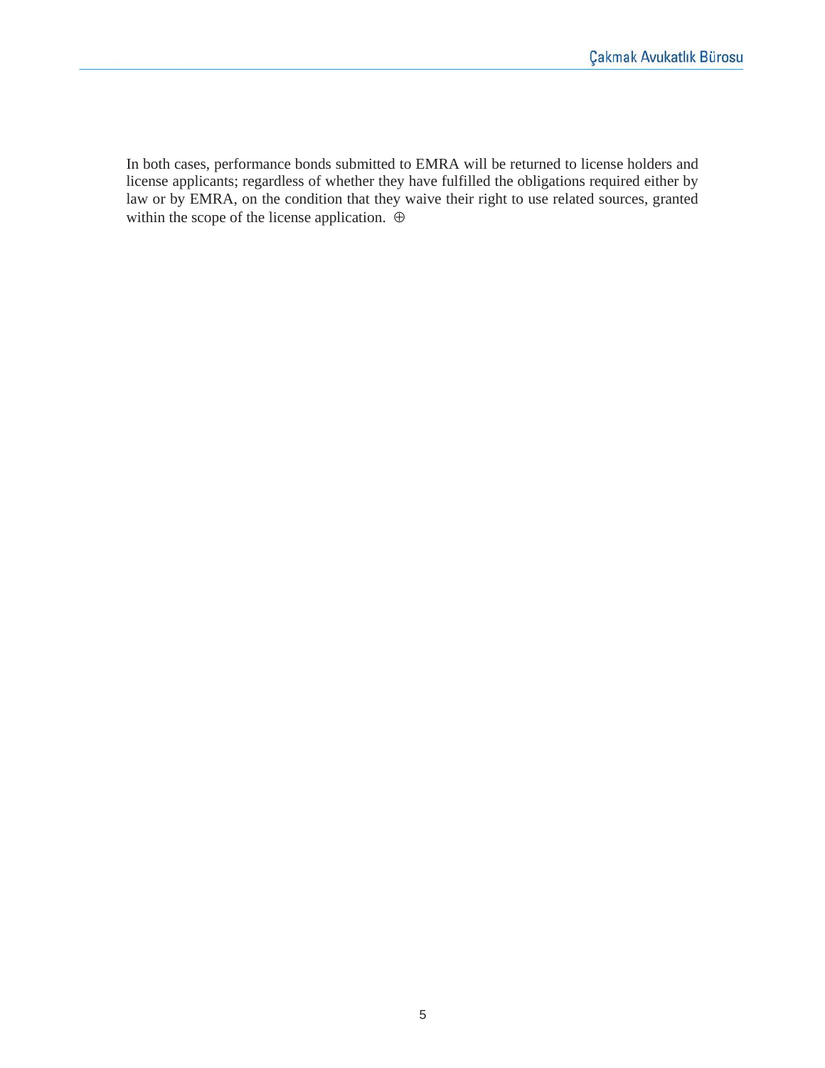In both cases, performance bonds submitted to EMRA will be returned to license holders and license applicants; regardless of whether they have fulfilled the obligations required either by law or by EMRA, on the condition that they waive their right to use related sources, granted within the scope of the license application. ⊕